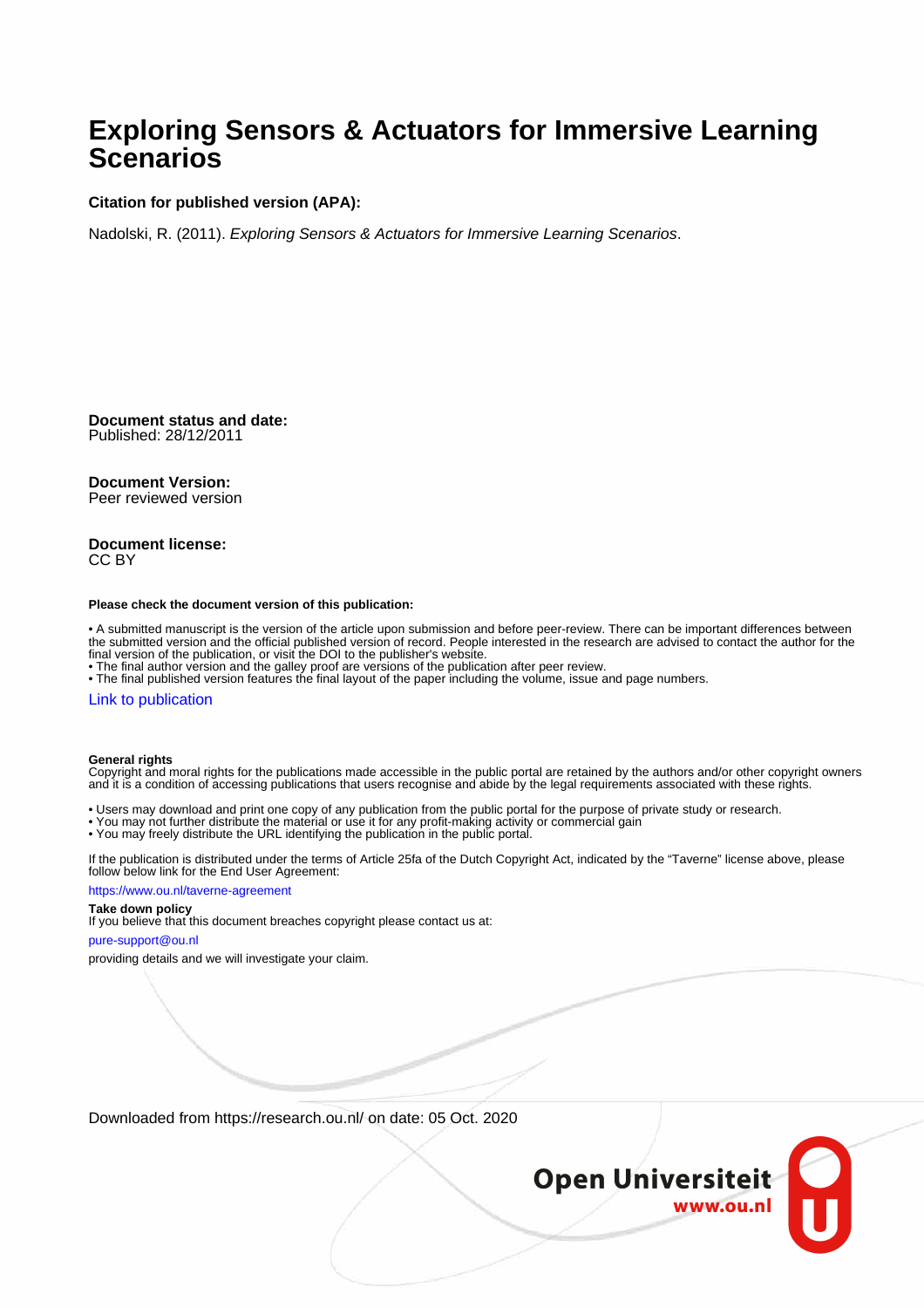# Exploring Sensors & Actuators for Immersive Learning Scenarios

**Citation for published version (APA):**

Nadolski, R. (2011). *Exploring Sensors & Actuators for Immersive Learning Scenarios*.

**Document status and date:**
Published: 28/12/2011

**Document Version:**
Peer reviewed version

**Document license:**
CC BY

**Please check the document version of this publication:**

• A submitted manuscript is the version of the article upon submission and before peer-review. There can be important differences between the submitted version and the official published version of record. People interested in the research are advised to contact the author for the final version of the publication, or visit the DOI to the publisher's website.
• The final author version and the galley proof are versions of the publication after peer review.
• The final published version features the final layout of the paper including the volume, issue and page numbers.

Link to publication

**General rights**
Copyright and moral rights for the publications made accessible in the public portal are retained by the authors and/or other copyright owners and it is a condition of accessing publications that users recognise and abide by the legal requirements associated with these rights.

• Users may download and print one copy of any publication from the public portal for the purpose of private study or research.
• You may not further distribute the material or use it for any profit-making activity or commercial gain
• You may freely distribute the URL identifying the publication in the public portal.

If the publication is distributed under the terms of Article 25fa of the Dutch Copyright Act, indicated by the "Taverne" license above, please follow below link for the End User Agreement:

https://www.ou.nl/taverne-agreement

**Take down policy**
If you believe that this document breaches copyright please contact us at:

pure-support@ou.nl

providing details and we will investigate your claim.

Downloaded from https://research.ou.nl/ on date: 05 Oct. 2020

**Open Universiteit**
www.ou.nl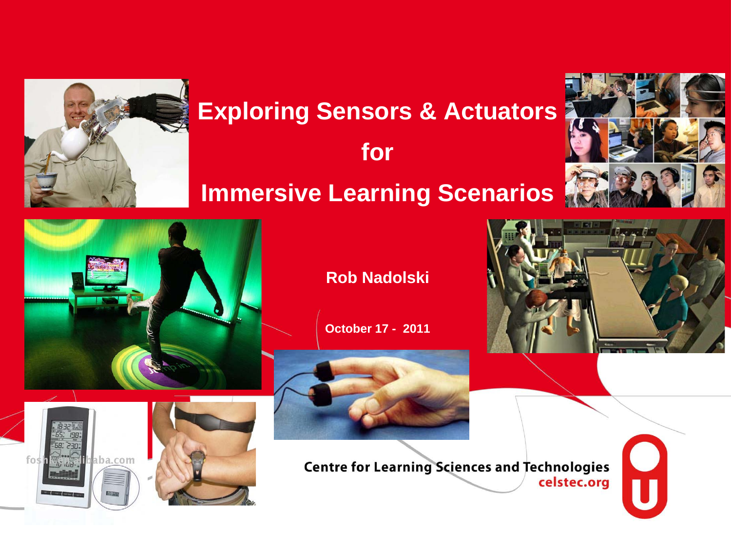# Exploring Sensors & Actuators for Immersive Learning Scenarios

**Rob Nadolski**

**October 17 - 2011**

**Centre for Learning Sciences and Technologies**
**celstec.org**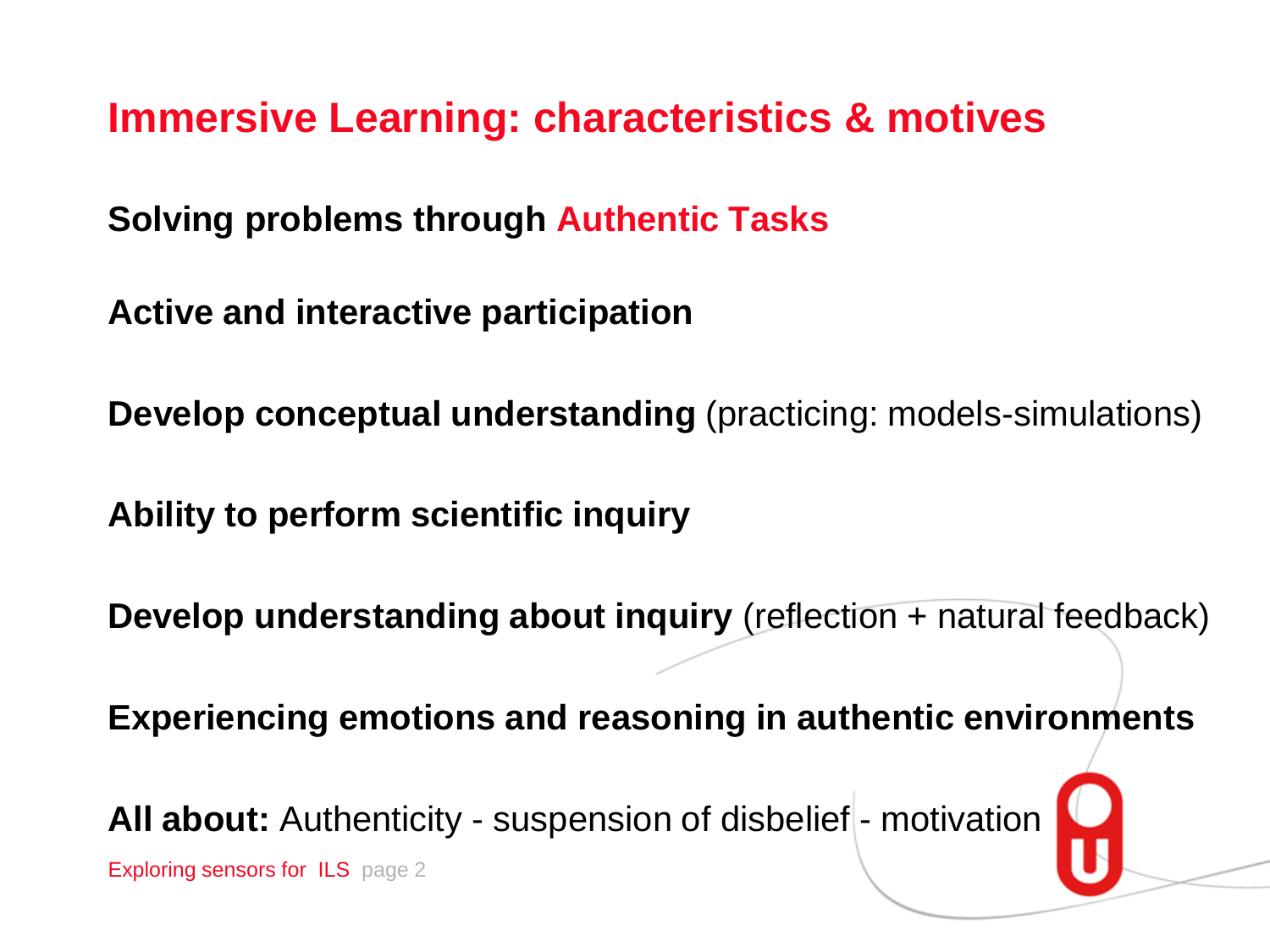# Immersive Learning: characteristics & motives

**Solving problems through Authentic Tasks**

**Active and interactive participation**

**Develop conceptual understanding** (practicing: models-simulations)

**Ability to perform scientific inquiry**

**Develop understanding about inquiry** (reflection + natural feedback)

**Experiencing emotions and reasoning in authentic environments**

**All about:** Authenticity - suspension of disbelief - motivation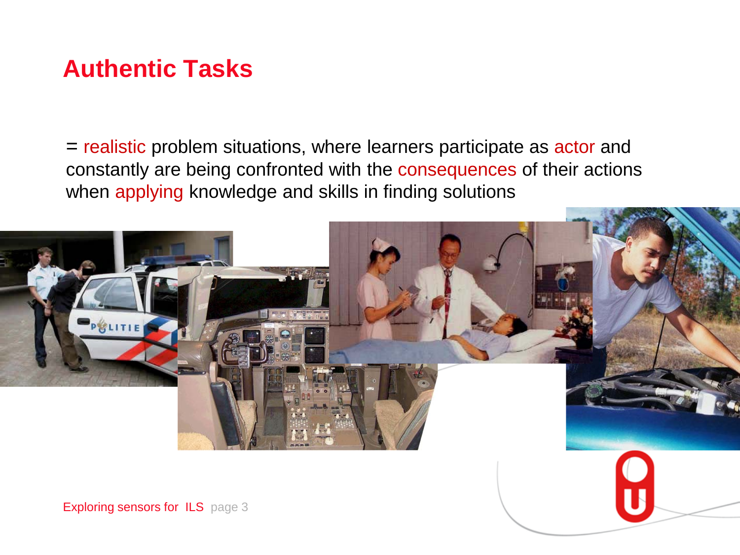# Authentic Tasks

= realistic problem situations, where learners participate as actor and constantly are being confronted with the consequences of their actions when applying knowledge and skills in finding solutions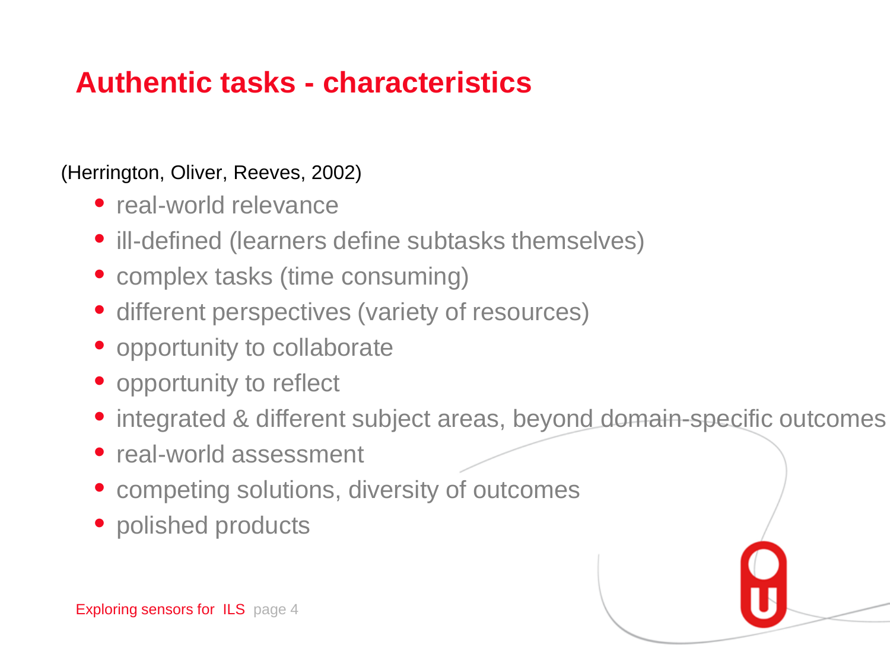# Authentic tasks - characteristics

(Herrington, Oliver, Reeves, 2002)

- real-world relevance
- ill-defined (learners define subtasks themselves)
- complex tasks (time consuming)
- different perspectives (variety of resources)
- opportunity to collaborate
- opportunity to reflect
- integrated & different subject areas, beyond domain-specific outcomes
- real-world assessment
- competing solutions, diversity of outcomes
- polished products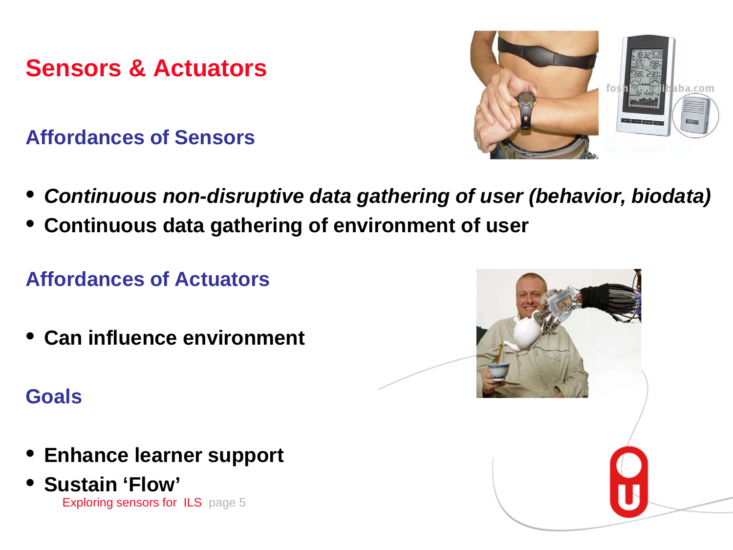# Sensors & Actuators

## Affordances of Sensors

- ***Continuous non-disruptive data gathering of user (behavior, biodata)***
- **Continuous data gathering of environment of user**

## Affordances of Actuators

- **Can influence environment**

## Goals

- **Enhance learner support**
- **Sustain 'Flow'**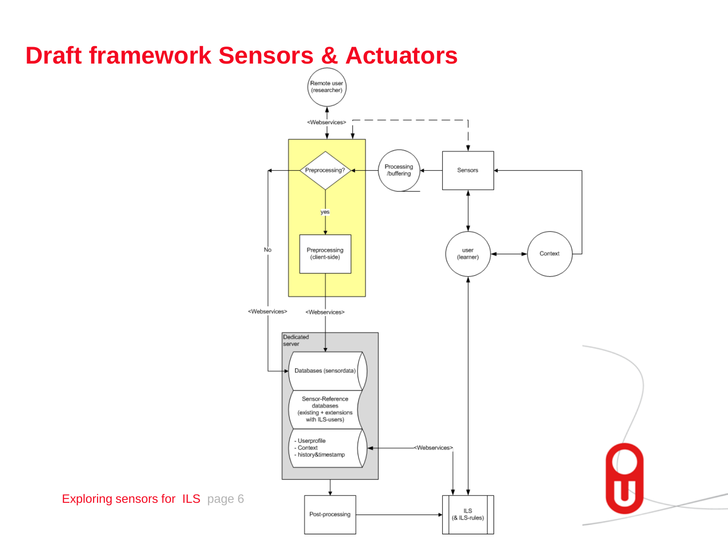# Draft framework Sensors & Actuators

Remote user (researcher)

<Webservices>

Preprocessing?

yes

Preprocessing (client-side)

No

<Webservices>

<Webservices>

Processing /buffering

Sensors

user (learner)

Context

Dedicated server

Databases (sensordata)

Sensor-Reference databases (existing + extensions with ILS-users)

- Userprofile
- Context
- history&timestamp

<Webservices>

Post-processing

ILS (& ILS-rules)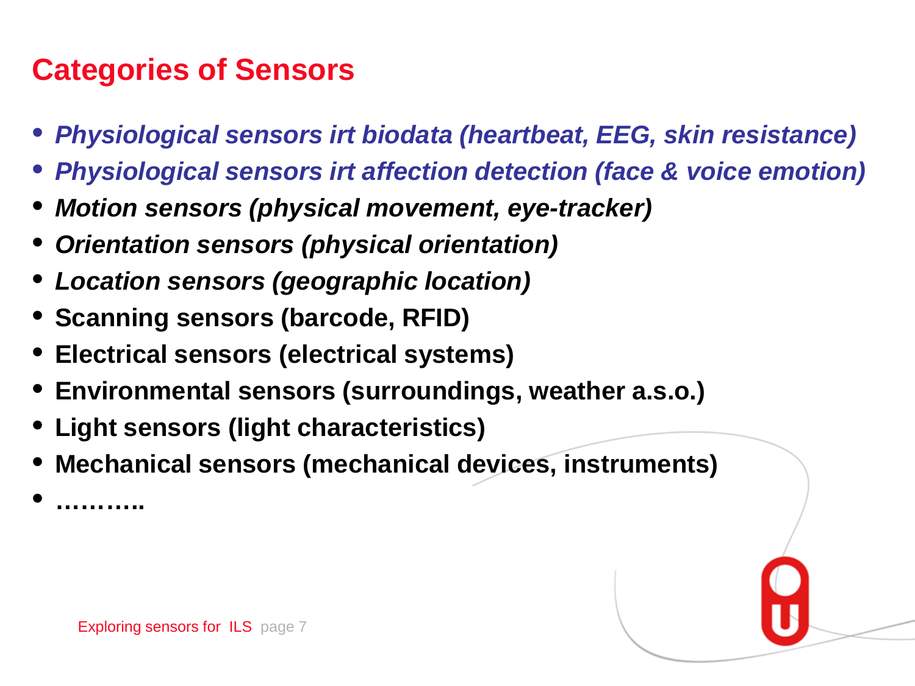## Categories of Sensors

- ***Physiological sensors irt biodata (heartbeat, EEG, skin resistance)***
- ***Physiological sensors irt affection detection (face & voice emotion)***
- ***Motion sensors (physical movement, eye-tracker)***
- ***Orientation sensors (physical orientation)***
- ***Location sensors (geographic location)***
- **Scanning sensors (barcode, RFID)**
- **Electrical sensors (electrical systems)**
- **Environmental sensors (surroundings, weather a.s.o.)**
- **Light sensors (light characteristics)**
- **Mechanical sensors (mechanical devices, instruments)**
- **………..**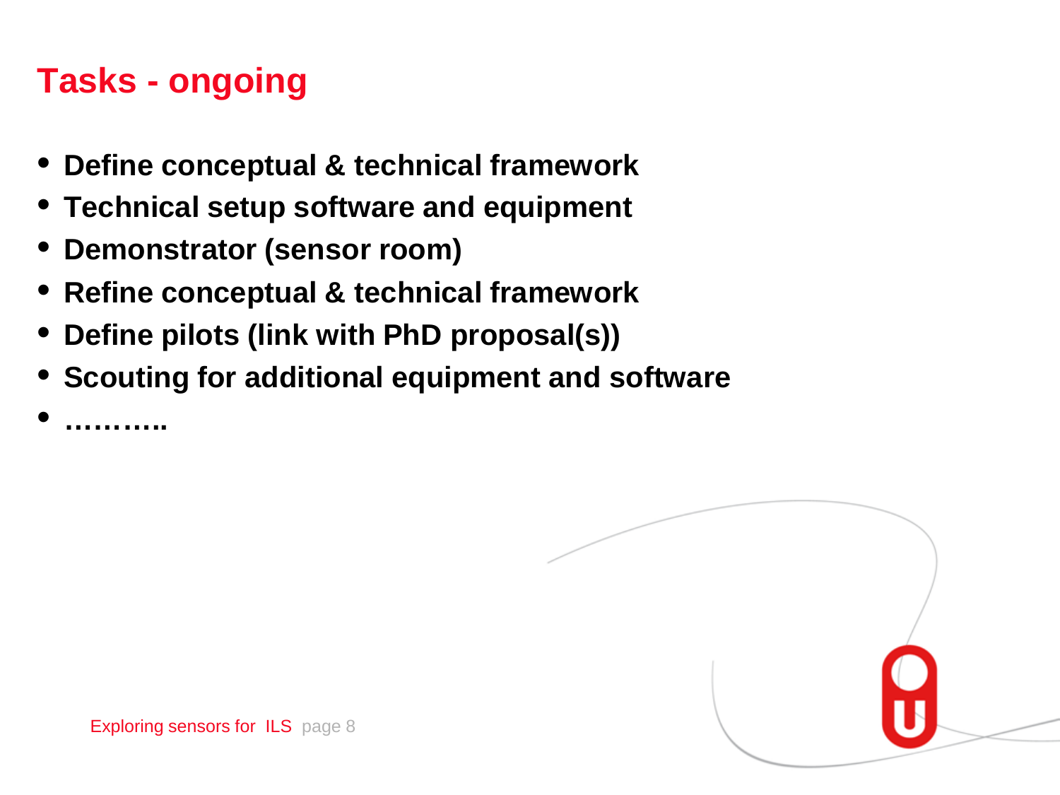# Tasks - ongoing

- **Define conceptual & technical framework**
- **Technical setup software and equipment**
- **Demonstrator (sensor room)**
- **Refine conceptual & technical framework**
- **Define pilots (link with PhD proposal(s))**
- **Scouting for additional equipment and software**
- **………..**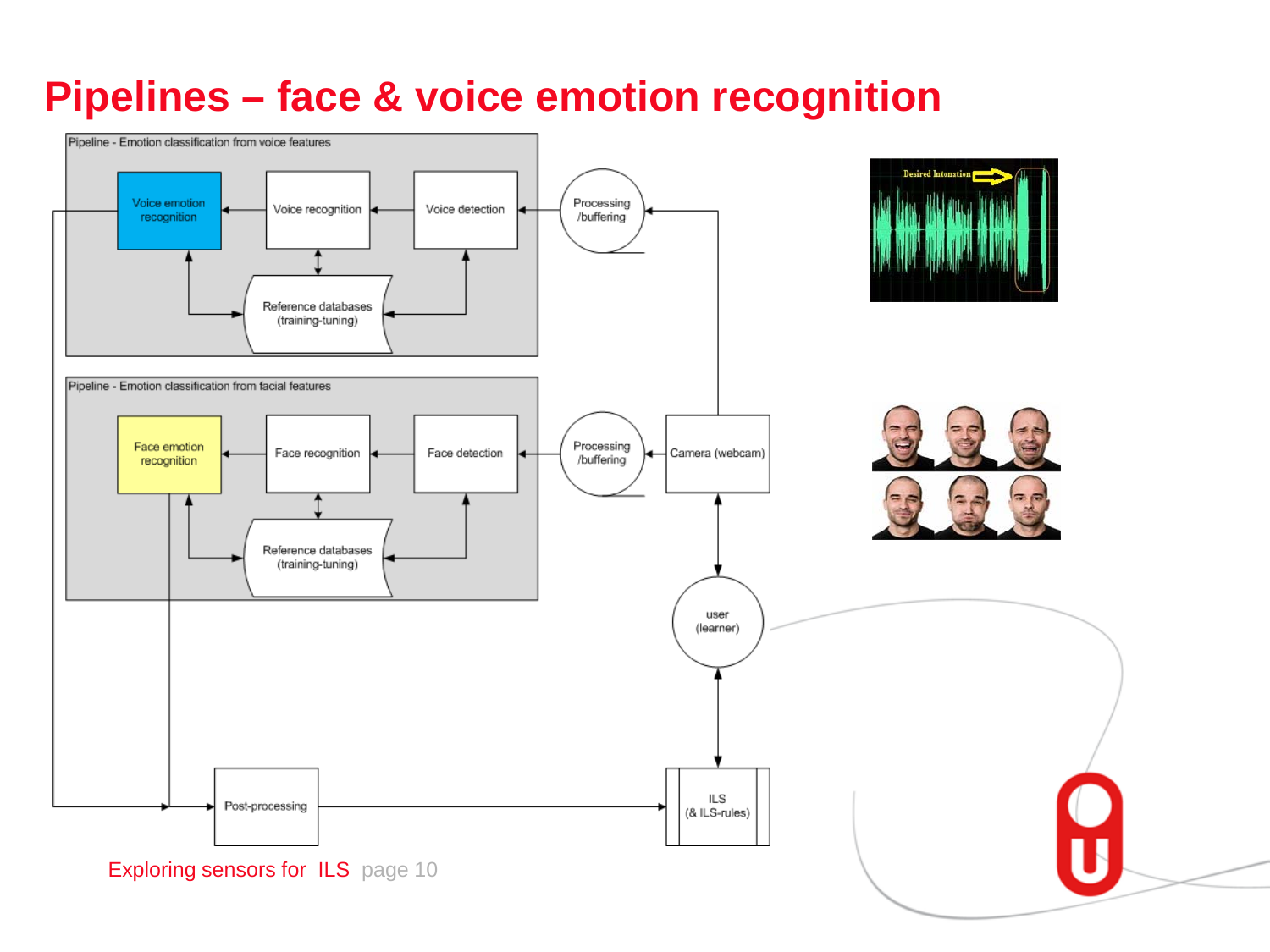# Pipelines – face & voice emotion recognition

Pipeline - Emotion classification from voice features

Voice emotion recognition

Voice recognition

Voice detection

Reference databases (training-tuning)

Processing /buffering

Pipeline - Emotion classification from facial features

Face emotion recognition

Face recognition

Face detection

Reference databases (training-tuning)

Processing /buffering

Camera (webcam)

user (learner)

Post-processing

ILS (& ILS-rules)

Desired Intonation

Exploring sensors for ILS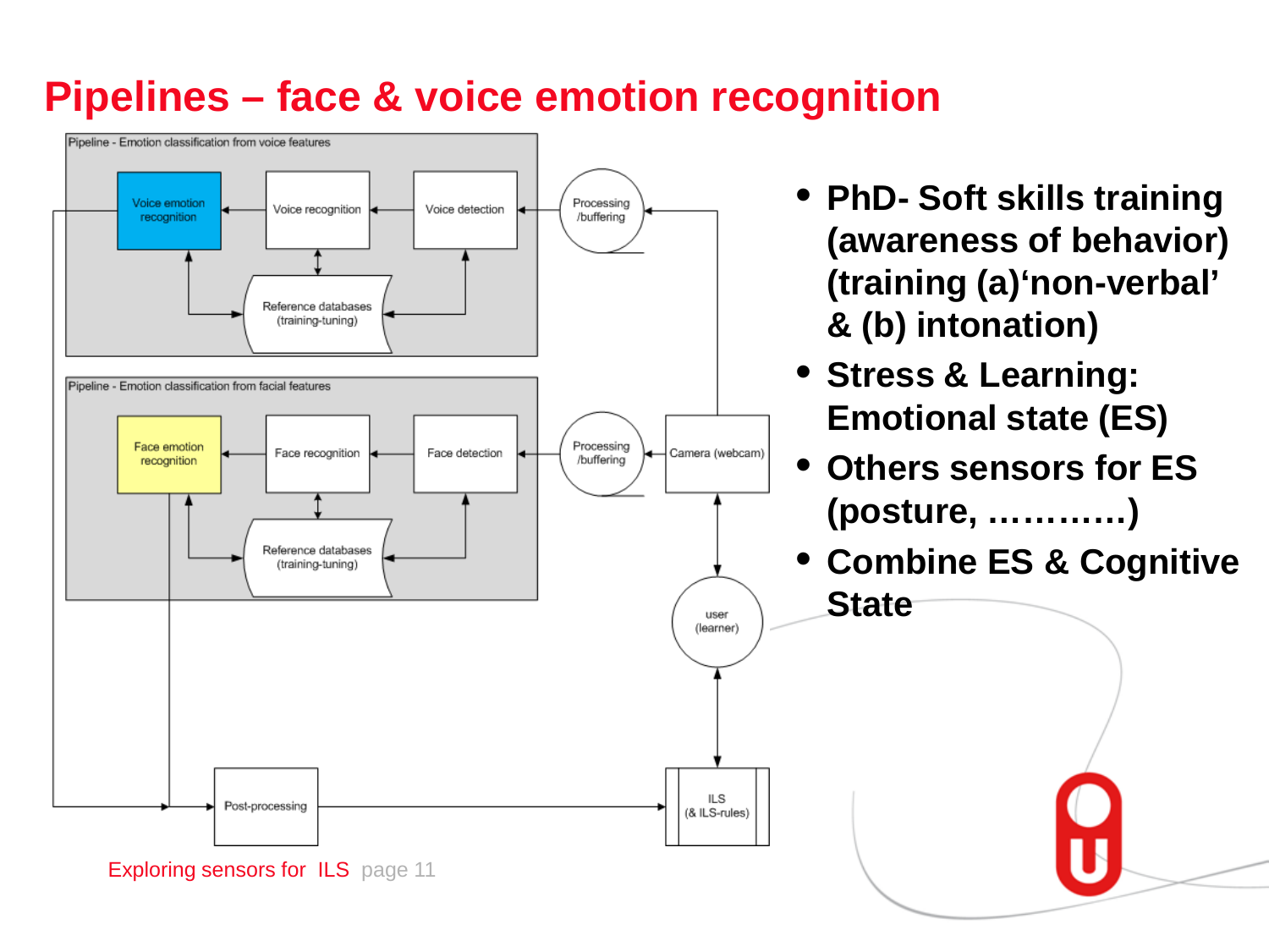# Pipelines – face & voice emotion recognition

Pipeline - Emotion classification from voice features

Voice emotion recognition ← Voice recognition ← Voice detection ← Processing /buffering

Reference databases (training-tuning)

Pipeline - Emotion classification from facial features

Face emotion recognition ← Face recognition ← Face detection ← Processing /buffering ← Camera (webcam)

Reference databases (training-tuning)

user (learner)

Post-processing → ILS (& ILS-rules)

- **PhD- Soft skills training (awareness of behavior) (training (a)'non-verbal' & (b) intonation)**
- **Stress & Learning: Emotional state (ES)**
- **Others sensors for ES (posture, …………)**
- **Combine ES & Cognitive State**

Exploring sensors for ILS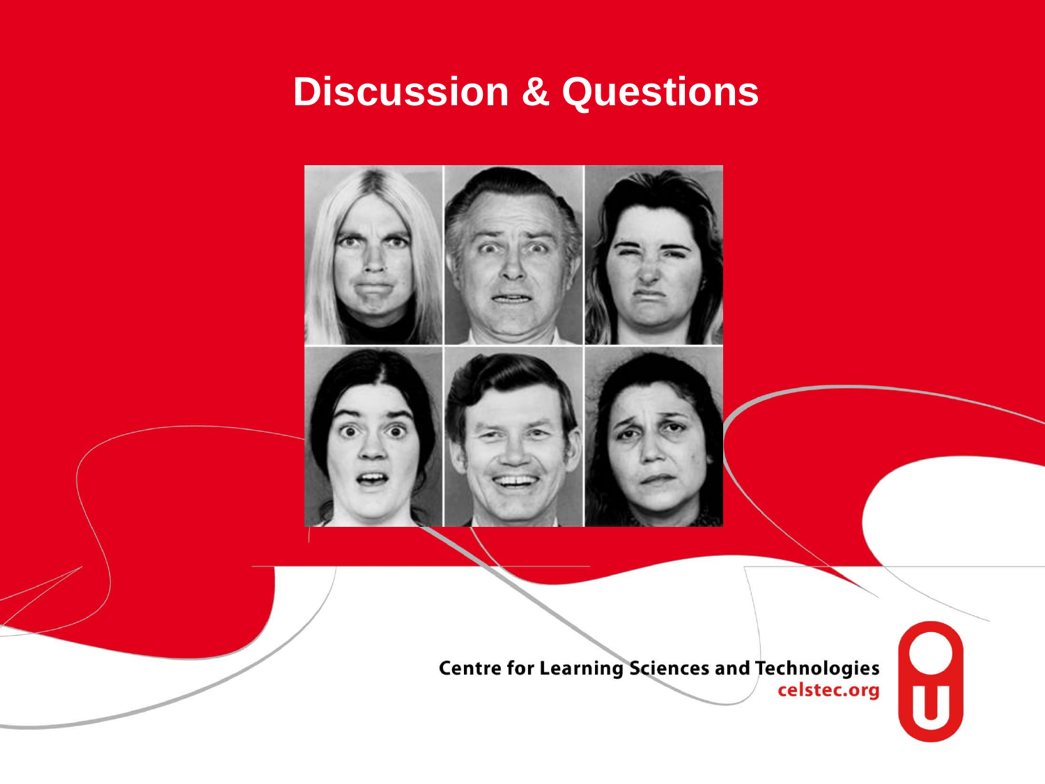# Discussion & Questions

Centre for Learning Sciences and Technologies
celstec.org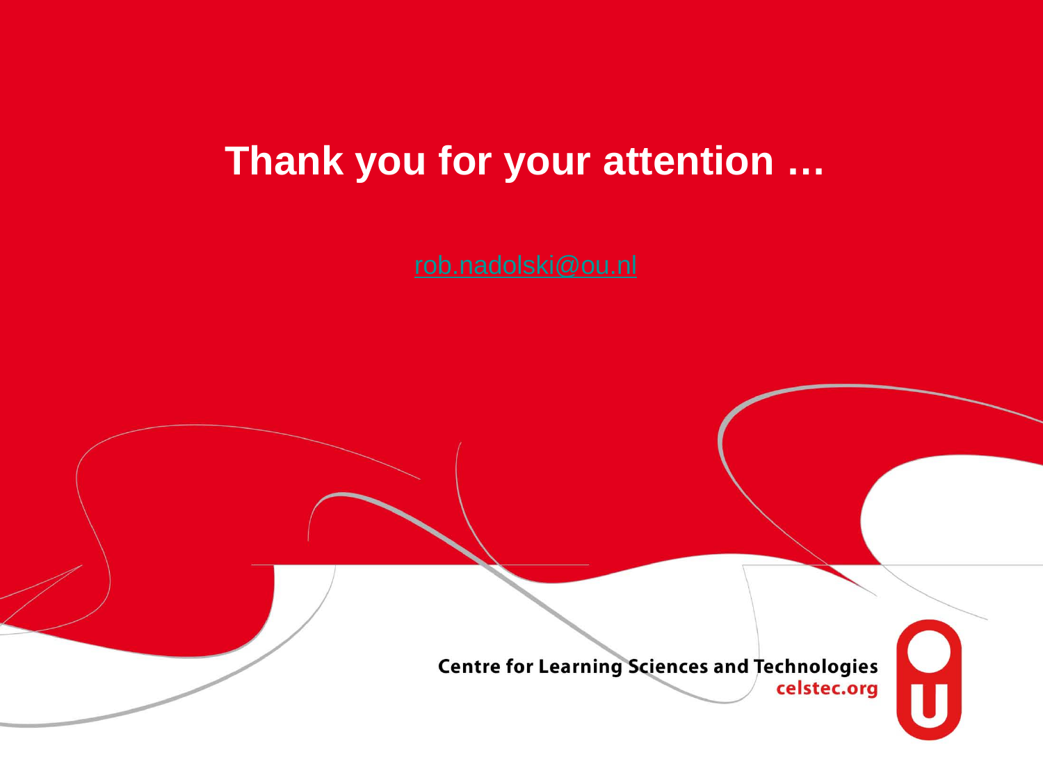# Thank you for your attention …

rob.nadolski@ou.nl

Centre for Learning Sciences and Technologies
celstec.org